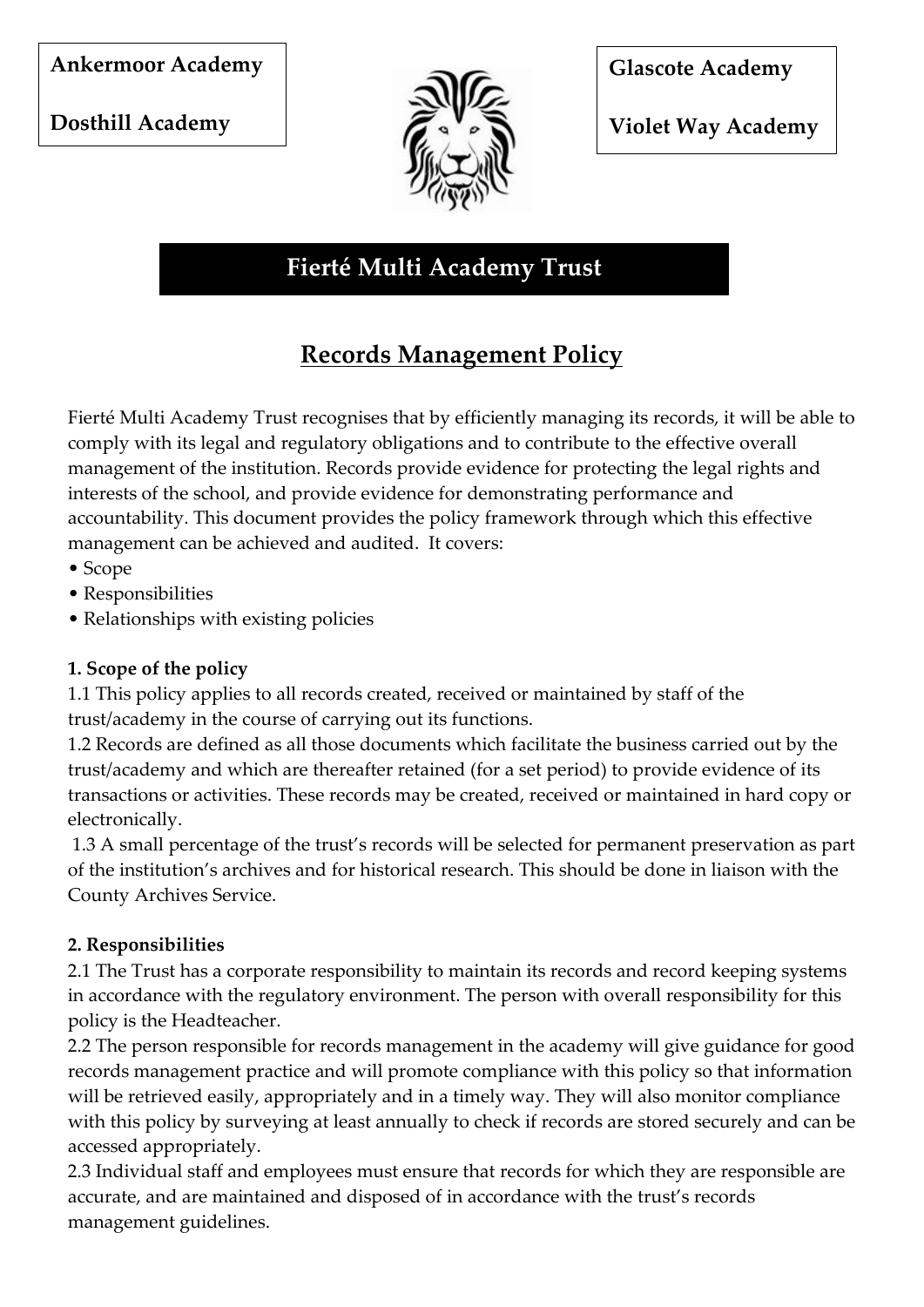Ankermoor Academy

Dosthill Academy

Glascote Academy

Violet Way Academy

# Fierté Multi Academy Trust

## Records Management Policy

Fierté Multi Academy Trust recognises that by efficiently managing its records, it will be able to comply with its legal and regulatory obligations and to contribute to the effective overall management of the institution. Records provide evidence for protecting the legal rights and interests of the school, and provide evidence for demonstrating performance and accountability. This document provides the policy framework through which this effective management can be achieved and audited. It covers:

- Scope
- Responsibilities
- Relationships with existing policies

**1. Scope of the policy**

1.1 This policy applies to all records created, received or maintained by staff of the trust/academy in the course of carrying out its functions.

1.2 Records are defined as all those documents which facilitate the business carried out by the trust/academy and which are thereafter retained (for a set period) to provide evidence of its transactions or activities. These records may be created, received or maintained in hard copy or electronically.

1.3 A small percentage of the trust's records will be selected for permanent preservation as part of the institution's archives and for historical research. This should be done in liaison with the County Archives Service.

**2. Responsibilities**

2.1 The Trust has a corporate responsibility to maintain its records and record keeping systems in accordance with the regulatory environment. The person with overall responsibility for this policy is the Headteacher.

2.2 The person responsible for records management in the academy will give guidance for good records management practice and will promote compliance with this policy so that information will be retrieved easily, appropriately and in a timely way. They will also monitor compliance with this policy by surveying at least annually to check if records are stored securely and can be accessed appropriately.

2.3 Individual staff and employees must ensure that records for which they are responsible are accurate, and are maintained and disposed of in accordance with the trust's records management guidelines.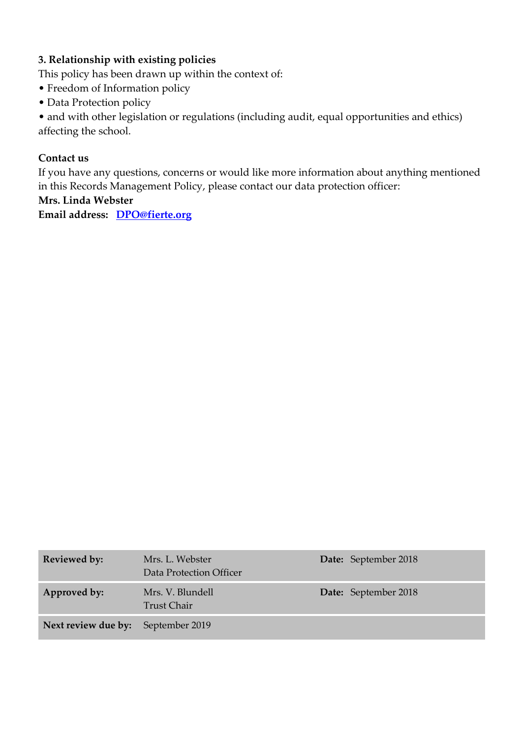**3. Relationship with existing policies**

This policy has been drawn up within the context of:

- Freedom of Information policy
- Data Protection policy
- and with other legislation or regulations (including audit, equal opportunities and ethics) affecting the school.

**Contact us**

If you have any questions, concerns or would like more information about anything mentioned in this Records Management Policy, please contact our data protection officer:

**Mrs. Linda Webster**

**Email address:** **DPO@fierte.org**

| | | | |
|---|---|---|---|
| **Reviewed by:** | Mrs. L. Webster<br>Data Protection Officer | **Date:** | September 2018 |
| **Approved by:** | Mrs. V. Blundell<br>Trust Chair | **Date:** | September 2018 |
| **Next review due by:** | September 2019 | | |